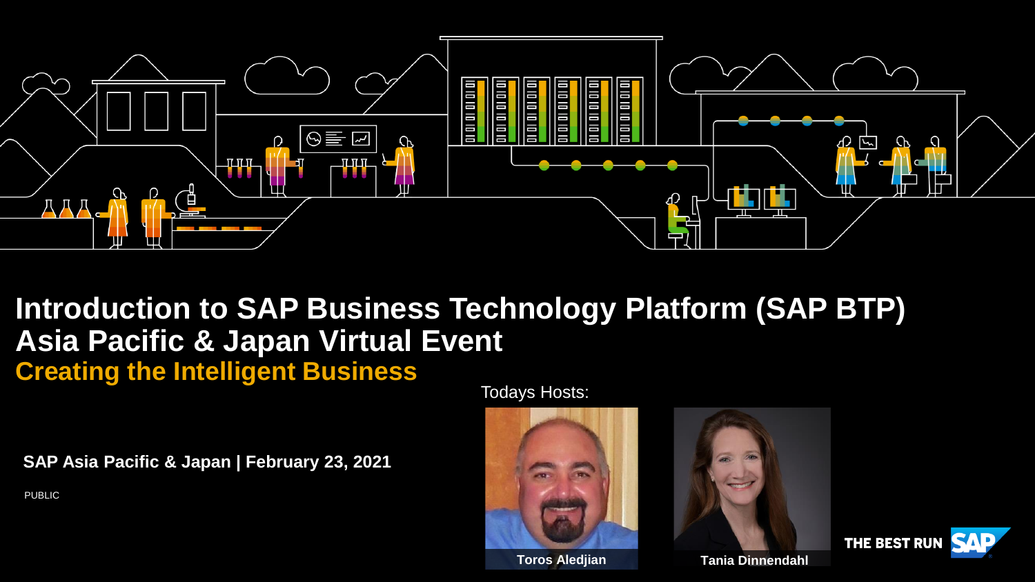# Introduction to SAP Business Technology Platform (SAP BTP) Asia Pacific & Japan Virtual Event

## Creating the Intelligent Business

Todays Hosts:

**Toros Aledjian**

**Tania Dinnendahl**

**SAP Asia Pacific & Japan | February 23, 2021**

PUBLIC

THE BEST RUN SAP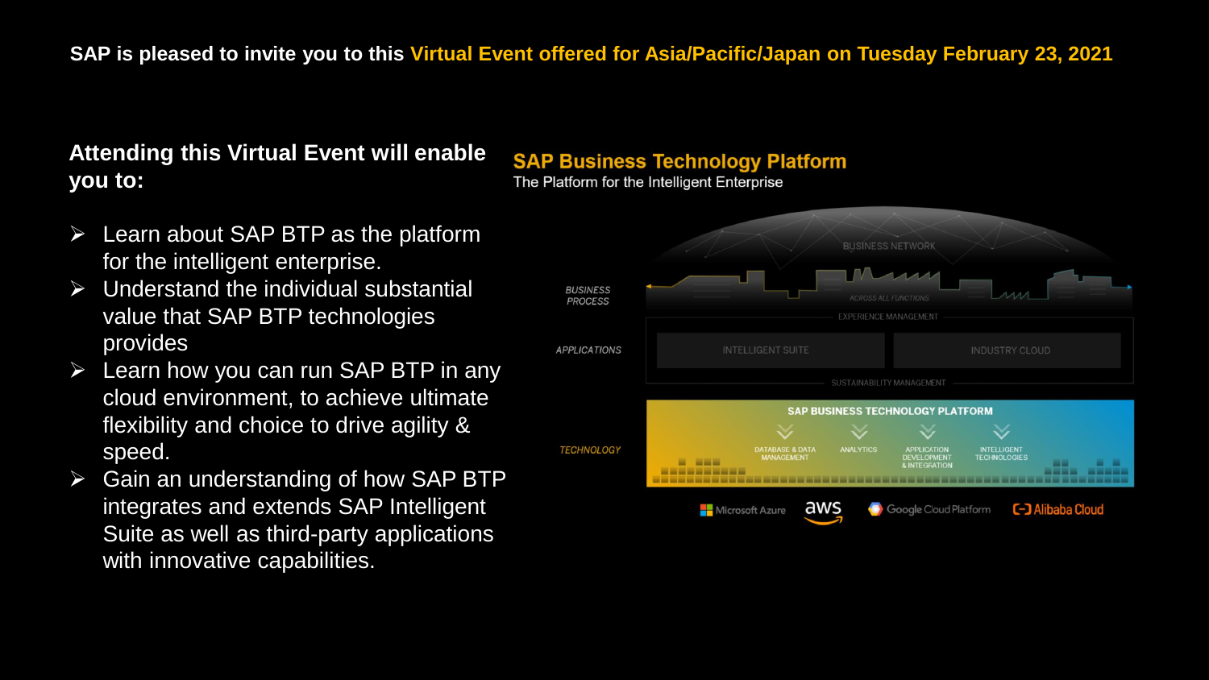**SAP is pleased to invite you to this Virtual Event offered for Asia/Pacific/Japan on Tuesday February 23, 2021**

## Attending this Virtual Event will enable you to:

- Learn about SAP BTP as the platform for the intelligent enterprise.
- Understand the individual substantial value that SAP BTP technologies provides
- Learn how you can run SAP BTP in any cloud environment, to achieve ultimate flexibility and choice to drive agility & speed.
- Gain an understanding of how SAP BTP integrates and extends SAP Intelligent Suite as well as third-party applications with innovative capabilities.

## SAP Business Technology Platform

The Platform for the Intelligent Enterprise

BUSINESS NETWORK

BUSINESS PROCESS — ACROSS ALL FUNCTIONS

EXPERIENCE MANAGEMENT

APPLICATIONS — INTELLIGENT SUITE | INDUSTRY CLOUD

SUSTAINABILITY MANAGEMENT

TECHNOLOGY — SAP BUSINESS TECHNOLOGY PLATFORM

DATABASE & DATA MANAGEMENT | ANALYTICS | APPLICATION DEVELOPMENT & INTEGRATION | INTELLIGENT TECHNOLOGIES

Microsoft Azure | aws | Google Cloud Platform | Alibaba Cloud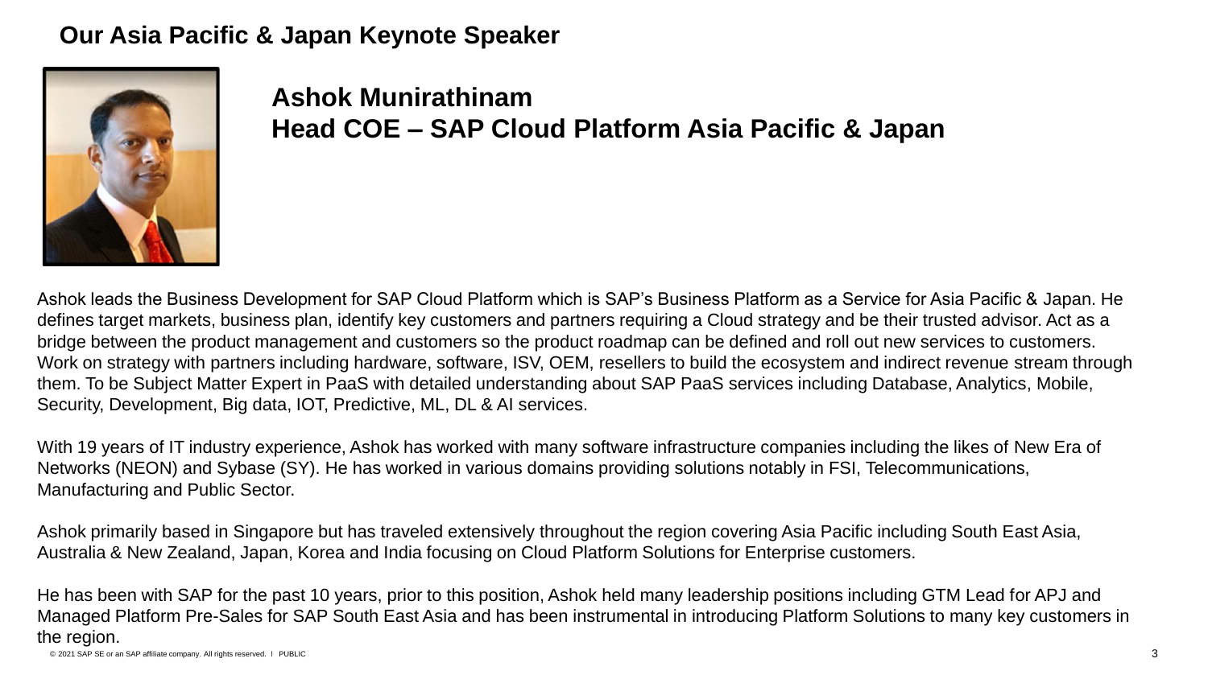## Our Asia Pacific & Japan Keynote Speaker

### Ashok Munirathinam
### Head COE – SAP Cloud Platform Asia Pacific & Japan

Ashok leads the Business Development for SAP Cloud Platform which is SAP's Business Platform as a Service for Asia Pacific & Japan. He defines target markets, business plan, identify key customers and partners requiring a Cloud strategy and be their trusted advisor. Act as a bridge between the product management and customers so the product roadmap can be defined and roll out new services to customers. Work on strategy with partners including hardware, software, ISV, OEM, resellers to build the ecosystem and indirect revenue stream through them. To be Subject Matter Expert in PaaS with detailed understanding about SAP PaaS services including Database, Analytics, Mobile, Security, Development, Big data, IOT, Predictive, ML, DL & AI services.

With 19 years of IT industry experience, Ashok has worked with many software infrastructure companies including the likes of New Era of Networks (NEON) and Sybase (SY). He has worked in various domains providing solutions notably in FSI, Telecommunications, Manufacturing and Public Sector.

Ashok primarily based in Singapore but has traveled extensively throughout the region covering Asia Pacific including South East Asia, Australia & New Zealand, Japan, Korea and India focusing on Cloud Platform Solutions for Enterprise customers.

He has been with SAP for the past 10 years, prior to this position, Ashok held many leadership positions including GTM Lead for APJ and Managed Platform Pre-Sales for SAP South East Asia and has been instrumental in introducing Platform Solutions to many key customers in the region.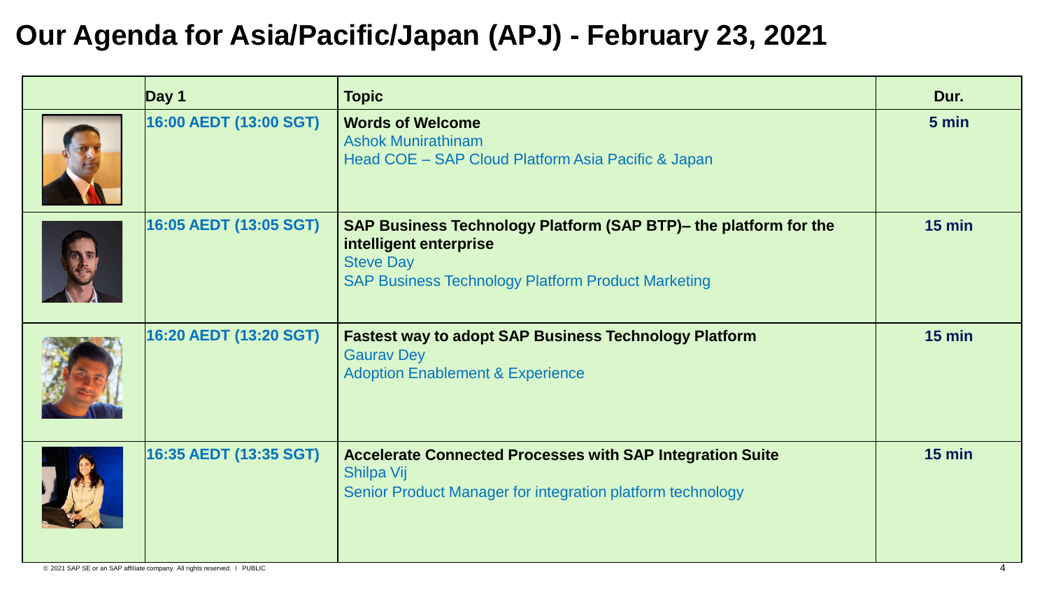# Our Agenda for Asia/Pacific/Japan (APJ) - February 23, 2021

| | Day 1 | Topic | Dur. |
|---|---|---|---|
| | 16:00 AEDT (13:00 SGT) | **Words of Welcome**<br>Ashok Munirathinam<br>Head COE – SAP Cloud Platform Asia Pacific & Japan | 5 min |
| | 16:05 AEDT (13:05 SGT) | **SAP Business Technology Platform (SAP BTP)– the platform for the intelligent enterprise**<br>Steve Day<br>SAP Business Technology Platform Product Marketing | 15 min |
| | 16:20 AEDT (13:20 SGT) | **Fastest way to adopt SAP Business Technology Platform**<br>Gaurav Dey<br>Adoption Enablement & Experience | 15 min |
| | 16:35 AEDT (13:35 SGT) | **Accelerate Connected Processes with SAP Integration Suite**<br>Shilpa Vij<br>Senior Product Manager for integration platform technology | 15 min |

© 2021 SAP SE or an SAP affiliate company. All rights reserved. I PUBLIC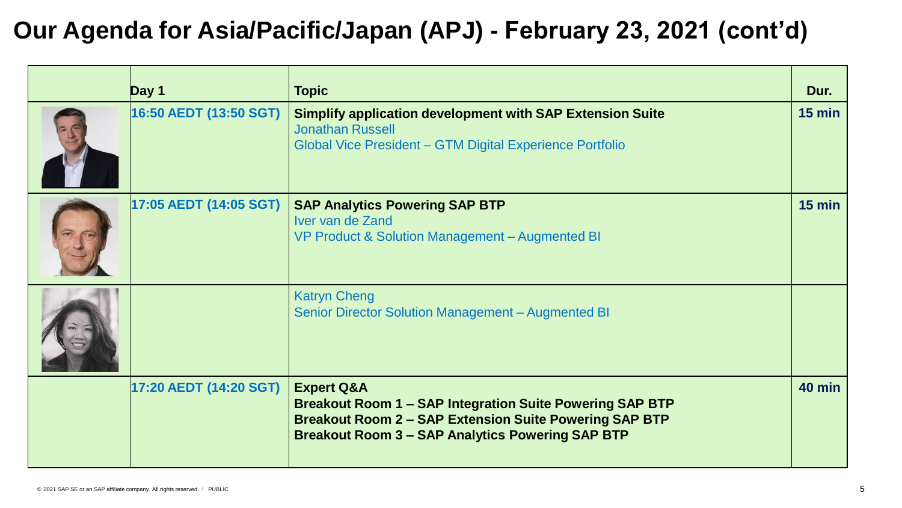# Our Agenda for Asia/Pacific/Japan (APJ) - February 23, 2021 (cont'd)

| | Day 1 | Topic | Dur. |
|---|---|---|---|
| | 16:50 AEDT (13:50 SGT) | **Simplify application development with SAP Extension Suite**<br>Jonathan Russell<br>Global Vice President – GTM Digital Experience Portfolio | 15 min |
| | 17:05 AEDT (14:05 SGT) | **SAP Analytics Powering SAP BTP**<br>Iver van de Zand<br>VP Product & Solution Management – Augmented BI | 15 min |
| | | Katryn Cheng<br>Senior Director Solution Management – Augmented BI | |
| | 17:20 AEDT (14:20 SGT) | **Expert Q&A**<br>**Breakout Room 1 – SAP Integration Suite Powering SAP BTP**<br>**Breakout Room 2 – SAP Extension Suite Powering SAP BTP**<br>**Breakout Room 3 – SAP Analytics Powering SAP BTP** | 40 min |

© 2021 SAP SE or an SAP affiliate company. All rights reserved. I PUBLIC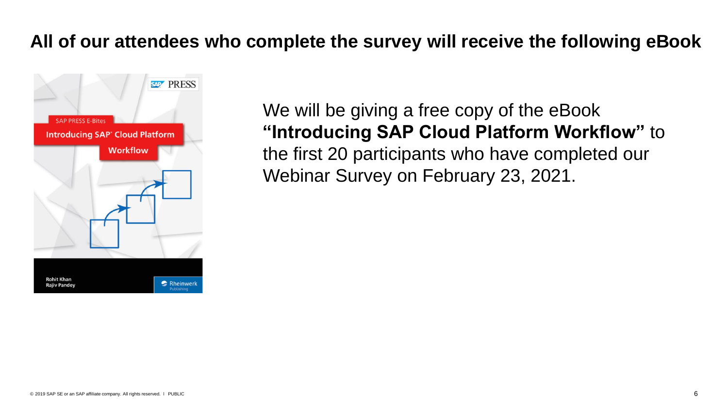# All of our attendees who complete the survey will receive the following eBook

We will be giving a free copy of the eBook **"Introducing SAP Cloud Platform Workflow"** to the first 20 participants who have completed our Webinar Survey on February 23, 2021.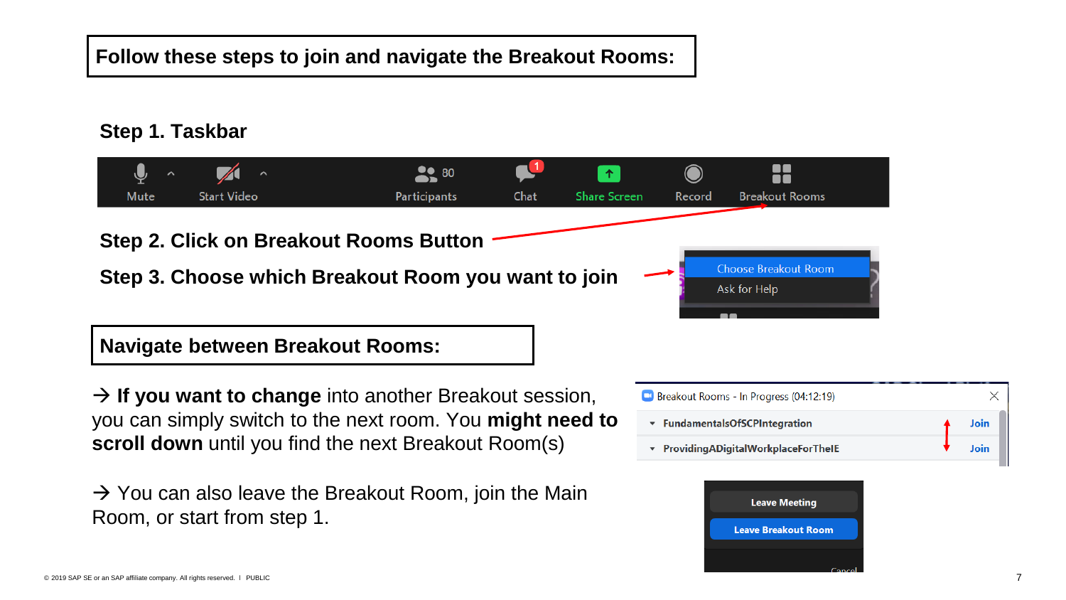## Follow these steps to join and navigate the Breakout Rooms:

**Step 1. Taskbar**

Mute | Start Video | 80 Participants | Chat | Share Screen | Record | Breakout Rooms

**Step 2. Click on Breakout Rooms Button**

**Step 3. Choose which Breakout Room you want to join**

Choose Breakout Room
Ask for Help

## Navigate between Breakout Rooms:

→ **If you want to change** into another Breakout session, you can simply switch to the next room. You **might need to scroll down** until you find the next Breakout Room(s)

Breakout Rooms - In Progress (04:12:19)

- FundamentalsOfSCPIntegration — Join
- ProvidingADigitalWorkplaceForTheIE — Join

→ You can also leave the Breakout Room, join the Main Room, or start from step 1.

Leave Meeting
Leave Breakout Room
Cancel

© 2019 SAP SE or an SAP affiliate company. All rights reserved. I PUBLIC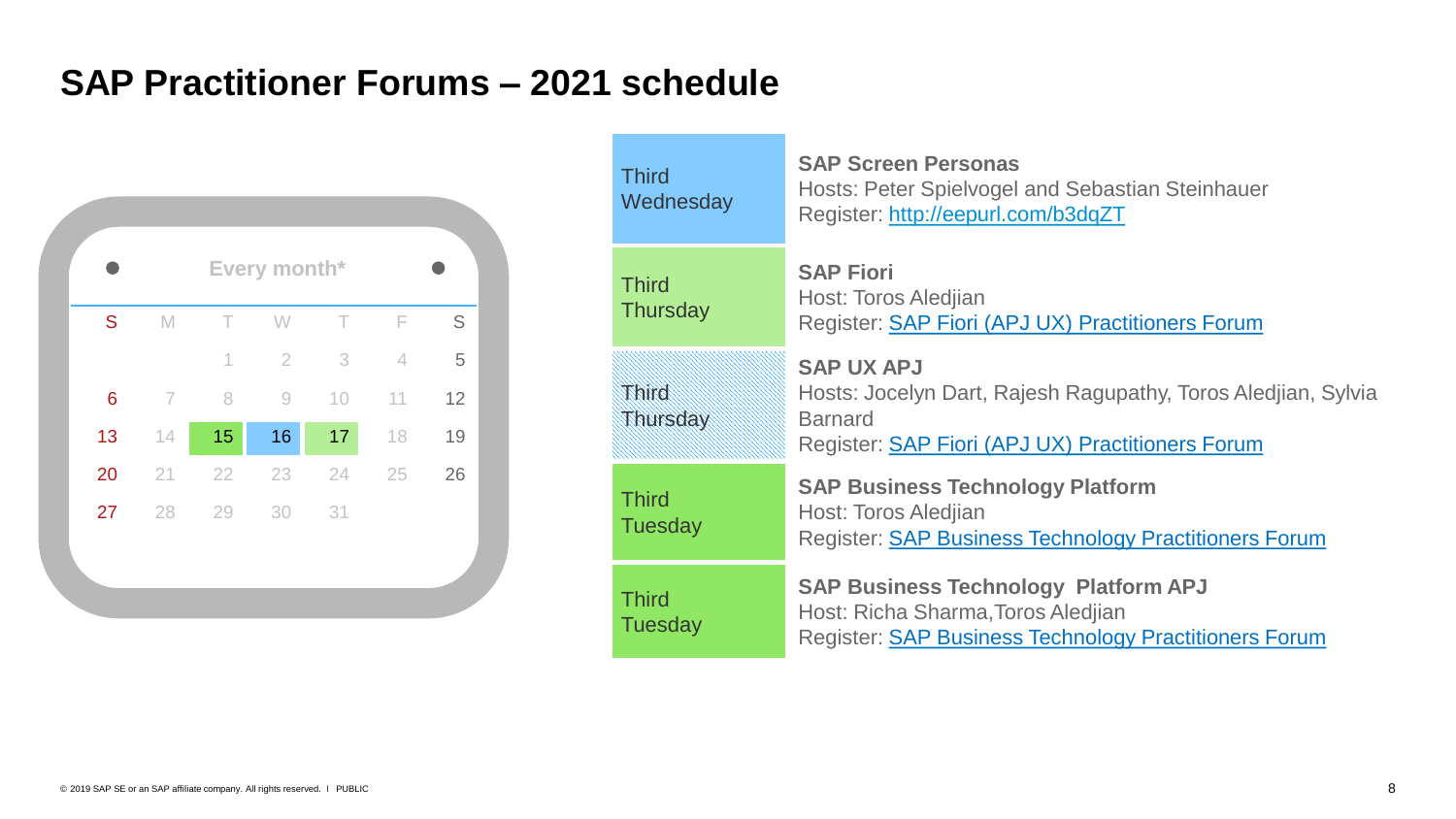# SAP Practitioner Forums – 2021 schedule

**Every month***

| S | M | T | W | T | F | S |
|---|---|---|---|---|---|---|
| | | 1 | 2 | 3 | 4 | 5 |
| 6 | 7 | 8 | 9 | 10 | 11 | 12 |
| 13 | 14 | 15 | 16 | 17 | 18 | 19 |
| 20 | 21 | 22 | 23 | 24 | 25 | 26 |
| 27 | 28 | 29 | 30 | 31 | | |

| Day | Forum |
|---|---|
| Third Wednesday | **SAP Screen Personas**<br>Hosts: Peter Spielvogel and Sebastian Steinhauer<br>Register: http://eepurl.com/b3dqZT |
| Third Thursday | **SAP Fiori**<br>Host: Toros Aledjian<br>Register: SAP Fiori (APJ UX) Practitioners Forum |
| Third Thursday | **SAP UX APJ**<br>Hosts: Jocelyn Dart, Rajesh Ragupathy, Toros Aledjian, Sylvia Barnard<br>Register: SAP Fiori (APJ UX) Practitioners Forum |
| Third Tuesday | **SAP Business Technology Platform**<br>Host: Toros Aledjian<br>Register: SAP Business Technology Practitioners Forum |
| Third Tuesday | **SAP Business Technology Platform APJ**<br>Host: Richa Sharma,Toros Aledjian<br>Register: SAP Business Technology Practitioners Forum |

© 2019 SAP SE or an SAP affiliate company. All rights reserved. ǀ PUBLIC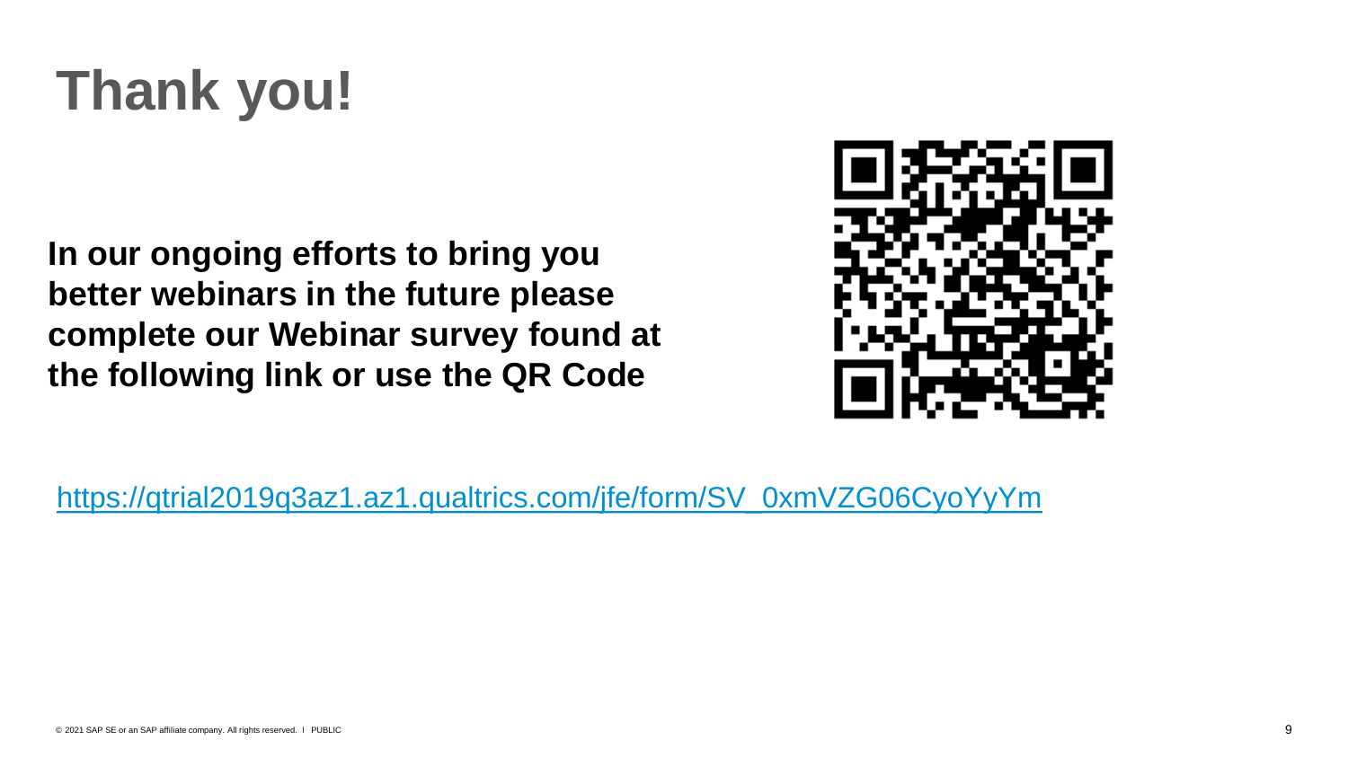# Thank you!

**In our ongoing efforts to bring you better webinars in the future please complete our Webinar survey found at the following link or use the QR Code**

https://qtrial2019q3az1.az1.qualtrics.com/jfe/form/SV_0xmVZG06CyoYyYm

© 2021 SAP SE or an SAP affiliate company. All rights reserved. I PUBLIC